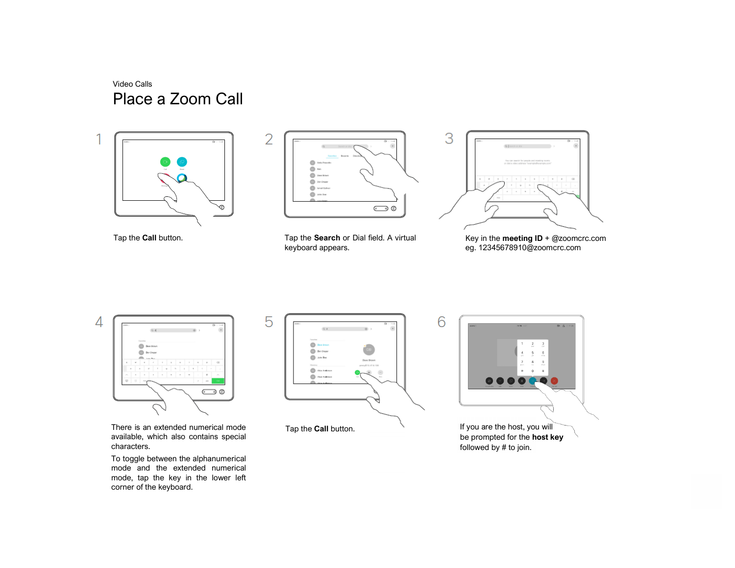Video Calls

# Place a Zoom Call

1

Tap the **Call** button.

2

Tap the **Search** or Dial field. A virtual keyboard appears.

3

Key in the **meeting ID** + @zoomcrc.com
eg. 12345678910@zoomcrc.com

4

There is an extended numerical mode available, which also contains special characters.

To toggle between the alphanumerical mode and the extended numerical mode, tap the key in the lower left corner of the keyboard.

5

Tap the **Call** button.

6

If you are the host, you will be prompted for the **host key** followed by # to join.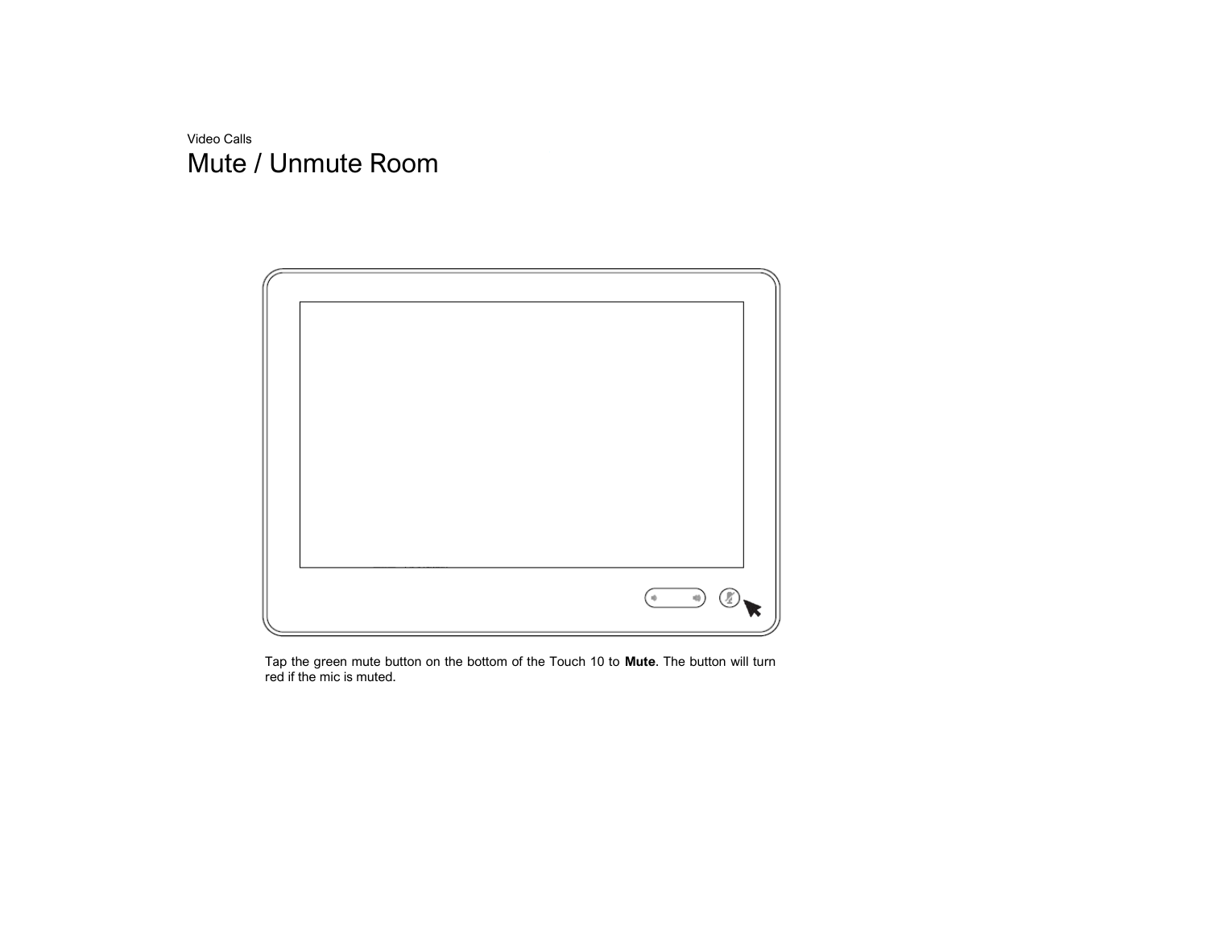Video Calls

# Mute / Unmute Room

Tap the green mute button on the bottom of the Touch 10 to **Mute**. The button will turn red if the mic is muted.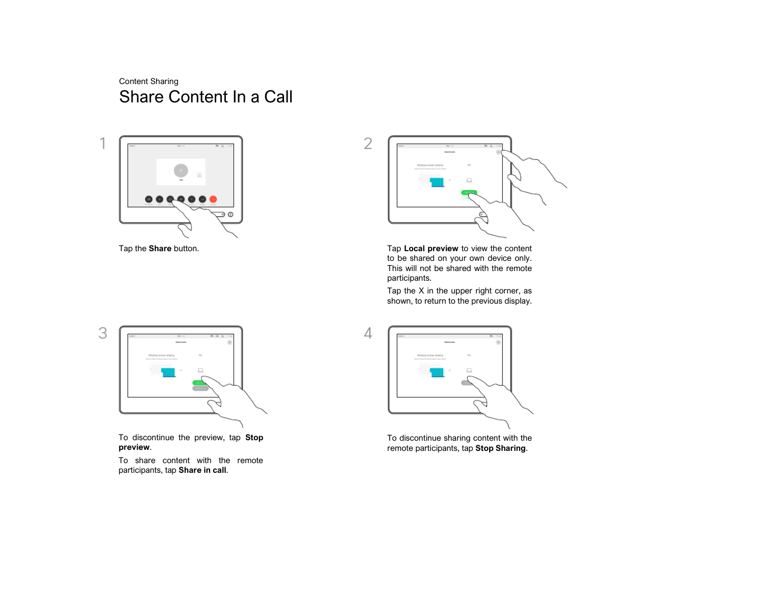Content Sharing

# Share Content In a Call

1

Tap the **Share** button.

2

Tap **Local preview** to view the content to be shared on your own device only. This will not be shared with the remote participants.

Tap the X in the upper right corner, as shown, to return to the previous display.

3

To discontinue the preview, tap **Stop preview**.

To share content with the remote participants, tap **Share in call**.

4

To discontinue sharing content with the remote participants, tap **Stop Sharing**.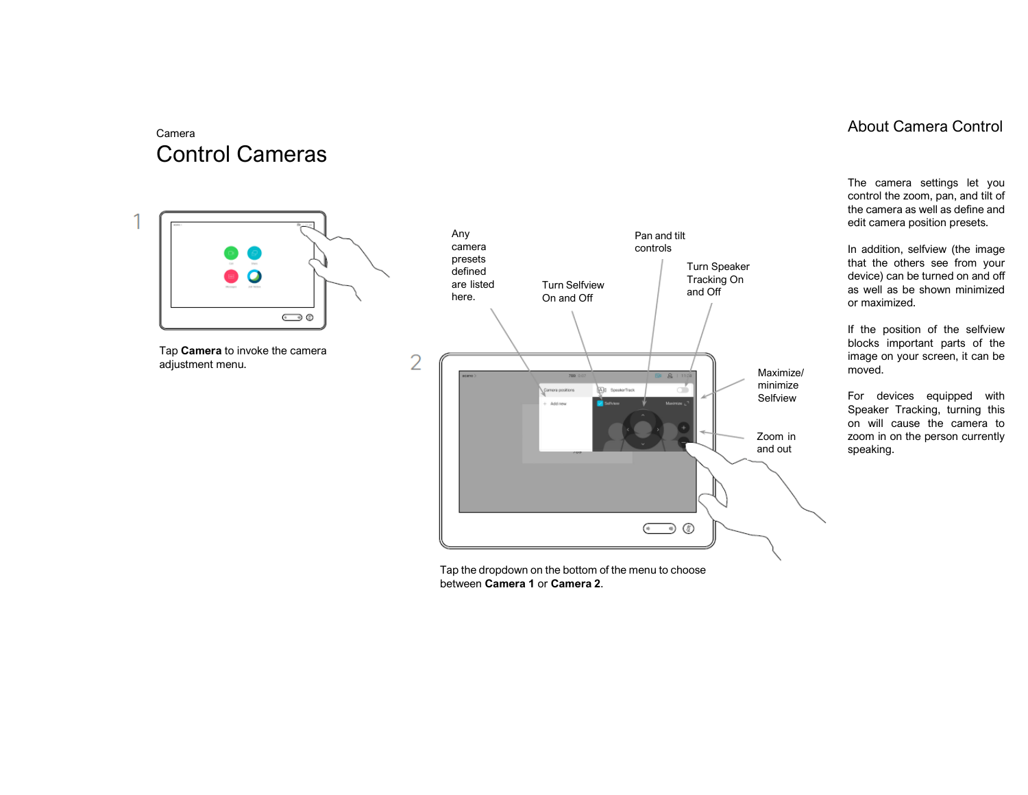Camera

# Control Cameras

1

Tap **Camera** to invoke the camera adjustment menu.

2

Any camera presets defined are listed here.

Turn Selfview On and Off

Pan and tilt controls

Turn Speaker Tracking On and Off

Maximize/ minimize Selfview

Zoom in and out

Tap the dropdown on the bottom of the menu to choose between **Camera 1** or **Camera 2**.

## About Camera Control

The camera settings let you control the zoom, pan, and tilt of the camera as well as define and edit camera position presets.

In addition, selfview (the image that the others see from your device) can be turned on and off as well as be shown minimized or maximized.

If the position of the selfview blocks important parts of the image on your screen, it can be moved.

For devices equipped with Speaker Tracking, turning this on will cause the camera to zoom in on the person currently speaking.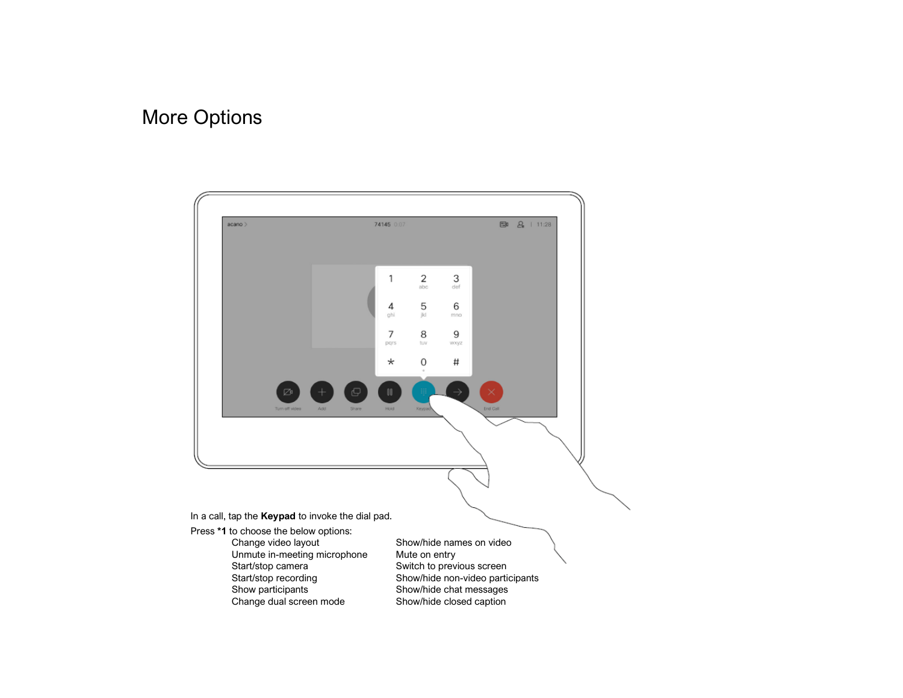# More Options

In a call, tap the **Keypad** to invoke the dial pad.

Press ***1** to choose the below options:

- Change video layout
- Unmute in-meeting microphone
- Start/stop camera
- Start/stop recording
- Show participants
- Change dual screen mode
- Show/hide names on video
- Mute on entry
- Switch to previous screen
- Show/hide non-video participants
- Show/hide chat messages
- Show/hide closed caption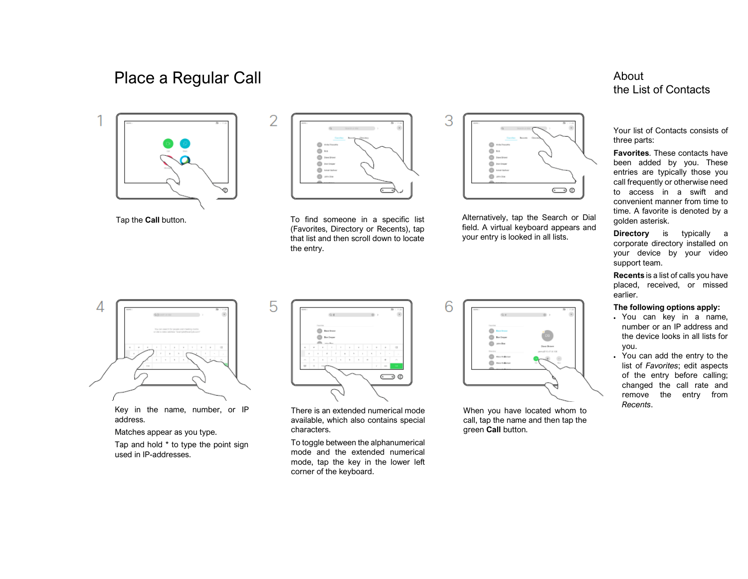# Place a Regular Call

1

Tap the **Call** button.

2

To find someone in a specific list (Favorites, Directory or Recents), tap that list and then scroll down to locate the entry.

3

Alternatively, tap the Search or Dial field. A virtual keyboard appears and your entry is looked in all lists.

4

Key in the name, number, or IP address.

Matches appear as you type.

Tap and hold * to type the point sign used in IP-addresses.

5

There is an extended numerical mode available, which also contains special characters.

To toggle between the alphanumerical mode and the extended numerical mode, tap the key in the lower left corner of the keyboard.

6

When you have located whom to call, tap the name and then tap the green **Call** button.

## About the List of Contacts

Your list of Contacts consists of three parts:

**Favorites**. These contacts have been added by you. These entries are typically those you call frequently or otherwise need to access in a swift and convenient manner from time to time. A favorite is denoted by a golden asterisk.

**Directory** is typically a corporate directory installed on your device by your video support team.

**Recents** is a list of calls you have placed, received, or missed earlier.

**The following options apply:**

- You can key in a name, number or an IP address and the device looks in all lists for you.
- You can add the entry to the list of *Favorites*; edit aspects of the entry before calling; changed the call rate and remove the entry from *Recents*.